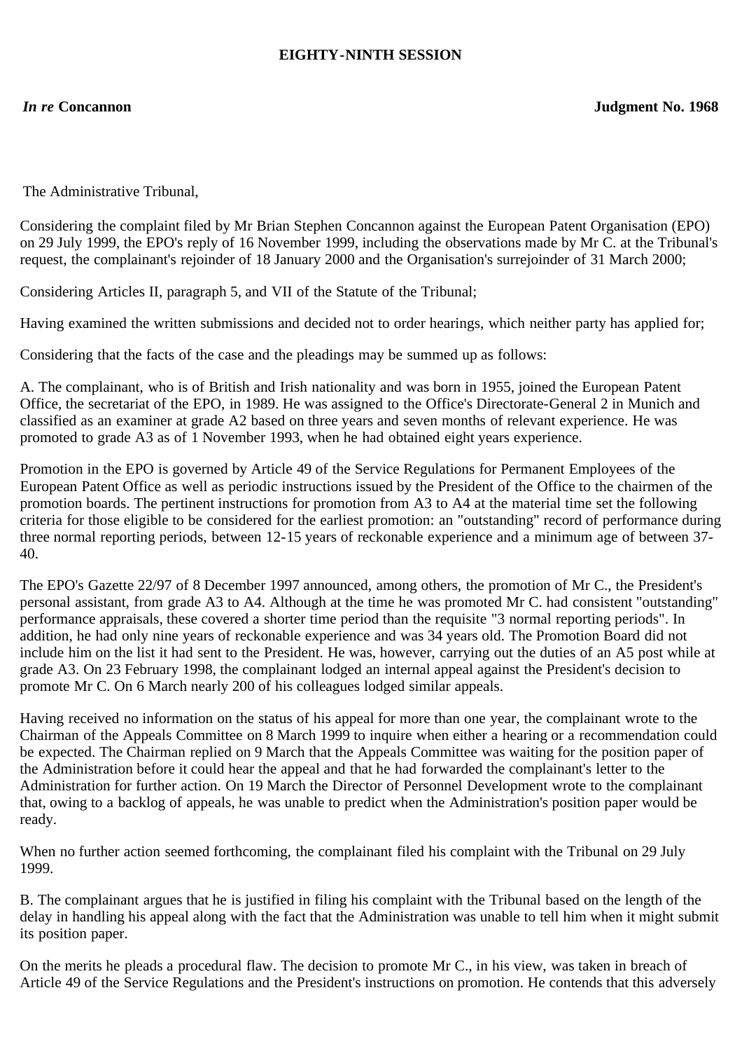**EIGHTY-NINTH SESSION**

*In re* **Concannon** **Judgment No. 1968**

The Administrative Tribunal,

Considering the complaint filed by Mr Brian Stephen Concannon against the European Patent Organisation (EPO) on 29 July 1999, the EPO's reply of 16 November 1999, including the observations made by Mr C. at the Tribunal's request, the complainant's rejoinder of 18 January 2000 and the Organisation's surrejoinder of 31 March 2000;

Considering Articles II, paragraph 5, and VII of the Statute of the Tribunal;

Having examined the written submissions and decided not to order hearings, which neither party has applied for;

Considering that the facts of the case and the pleadings may be summed up as follows:

A. The complainant, who is of British and Irish nationality and was born in 1955, joined the European Patent Office, the secretariat of the EPO, in 1989. He was assigned to the Office's Directorate-General 2 in Munich and classified as an examiner at grade A2 based on three years and seven months of relevant experience. He was promoted to grade A3 as of 1 November 1993, when he had obtained eight years experience.

Promotion in the EPO is governed by Article 49 of the Service Regulations for Permanent Employees of the European Patent Office as well as periodic instructions issued by the President of the Office to the chairmen of the promotion boards. The pertinent instructions for promotion from A3 to A4 at the material time set the following criteria for those eligible to be considered for the earliest promotion: an "outstanding" record of performance during three normal reporting periods, between 12-15 years of reckonable experience and a minimum age of between 37-40.

The EPO's Gazette 22/97 of 8 December 1997 announced, among others, the promotion of Mr C., the President's personal assistant, from grade A3 to A4. Although at the time he was promoted Mr C. had consistent "outstanding" performance appraisals, these covered a shorter time period than the requisite "3 normal reporting periods". In addition, he had only nine years of reckonable experience and was 34 years old. The Promotion Board did not include him on the list it had sent to the President. He was, however, carrying out the duties of an A5 post while at grade A3. On 23 February 1998, the complainant lodged an internal appeal against the President's decision to promote Mr C. On 6 March nearly 200 of his colleagues lodged similar appeals.

Having received no information on the status of his appeal for more than one year, the complainant wrote to the Chairman of the Appeals Committee on 8 March 1999 to inquire when either a hearing or a recommendation could be expected. The Chairman replied on 9 March that the Appeals Committee was waiting for the position paper of the Administration before it could hear the appeal and that he had forwarded the complainant's letter to the Administration for further action. On 19 March the Director of Personnel Development wrote to the complainant that, owing to a backlog of appeals, he was unable to predict when the Administration's position paper would be ready.

When no further action seemed forthcoming, the complainant filed his complaint with the Tribunal on 29 July 1999.

B. The complainant argues that he is justified in filing his complaint with the Tribunal based on the length of the delay in handling his appeal along with the fact that the Administration was unable to tell him when it might submit its position paper.

On the merits he pleads a procedural flaw. The decision to promote Mr C., in his view, was taken in breach of Article 49 of the Service Regulations and the President's instructions on promotion. He contends that this adversely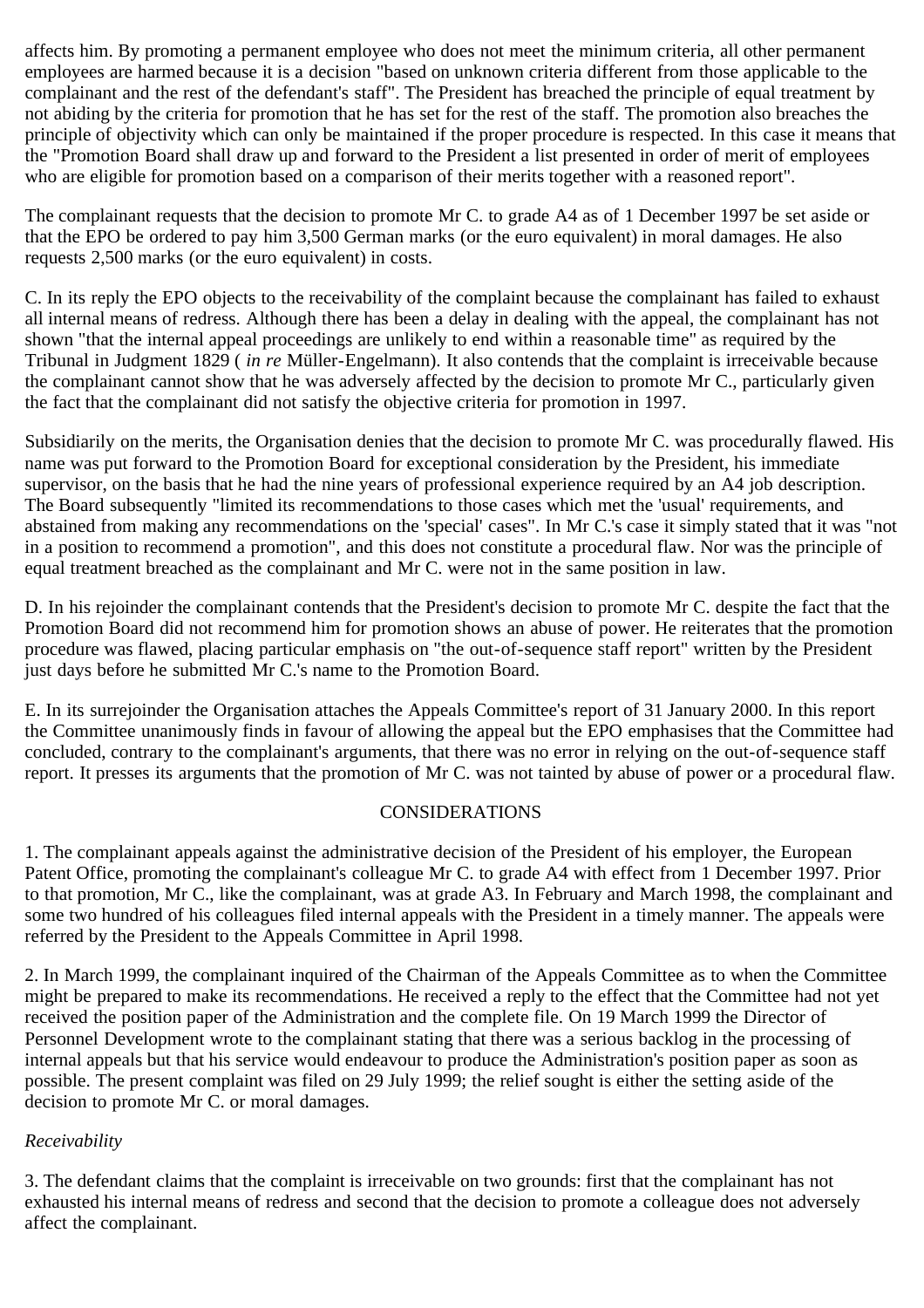affects him. By promoting a permanent employee who does not meet the minimum criteria, all other permanent employees are harmed because it is a decision "based on unknown criteria different from those applicable to the complainant and the rest of the defendant's staff". The President has breached the principle of equal treatment by not abiding by the criteria for promotion that he has set for the rest of the staff. The promotion also breaches the principle of objectivity which can only be maintained if the proper procedure is respected. In this case it means that the "Promotion Board shall draw up and forward to the President a list presented in order of merit of employees who are eligible for promotion based on a comparison of their merits together with a reasoned report".

The complainant requests that the decision to promote Mr C. to grade A4 as of 1 December 1997 be set aside or that the EPO be ordered to pay him 3,500 German marks (or the euro equivalent) in moral damages. He also requests 2,500 marks (or the euro equivalent) in costs.

C. In its reply the EPO objects to the receivability of the complaint because the complainant has failed to exhaust all internal means of redress. Although there has been a delay in dealing with the appeal, the complainant has not shown "that the internal appeal proceedings are unlikely to end within a reasonable time" as required by the Tribunal in Judgment 1829 ( *in re* Müller-Engelmann). It also contends that the complaint is irreceivable because the complainant cannot show that he was adversely affected by the decision to promote Mr C., particularly given the fact that the complainant did not satisfy the objective criteria for promotion in 1997.

Subsidiarily on the merits, the Organisation denies that the decision to promote Mr C. was procedurally flawed. His name was put forward to the Promotion Board for exceptional consideration by the President, his immediate supervisor, on the basis that he had the nine years of professional experience required by an A4 job description. The Board subsequently "limited its recommendations to those cases which met the 'usual' requirements, and abstained from making any recommendations on the 'special' cases". In Mr C.'s case it simply stated that it was "not in a position to recommend a promotion", and this does not constitute a procedural flaw. Nor was the principle of equal treatment breached as the complainant and Mr C. were not in the same position in law.

D. In his rejoinder the complainant contends that the President's decision to promote Mr C. despite the fact that the Promotion Board did not recommend him for promotion shows an abuse of power. He reiterates that the promotion procedure was flawed, placing particular emphasis on "the out-of-sequence staff report" written by the President just days before he submitted Mr C.'s name to the Promotion Board.

E. In its surrejoinder the Organisation attaches the Appeals Committee's report of 31 January 2000. In this report the Committee unanimously finds in favour of allowing the appeal but the EPO emphasises that the Committee had concluded, contrary to the complainant's arguments, that there was no error in relying on the out-of-sequence staff report. It presses its arguments that the promotion of Mr C. was not tainted by abuse of power or a procedural flaw.

## CONSIDERATIONS

1. The complainant appeals against the administrative decision of the President of his employer, the European Patent Office, promoting the complainant's colleague Mr C. to grade A4 with effect from 1 December 1997. Prior to that promotion, Mr C., like the complainant, was at grade A3. In February and March 1998, the complainant and some two hundred of his colleagues filed internal appeals with the President in a timely manner. The appeals were referred by the President to the Appeals Committee in April 1998.

2. In March 1999, the complainant inquired of the Chairman of the Appeals Committee as to when the Committee might be prepared to make its recommendations. He received a reply to the effect that the Committee had not yet received the position paper of the Administration and the complete file. On 19 March 1999 the Director of Personnel Development wrote to the complainant stating that there was a serious backlog in the processing of internal appeals but that his service would endeavour to produce the Administration's position paper as soon as possible. The present complaint was filed on 29 July 1999; the relief sought is either the setting aside of the decision to promote Mr C. or moral damages.

*Receivability*

3. The defendant claims that the complaint is irreceivable on two grounds: first that the complainant has not exhausted his internal means of redress and second that the decision to promote a colleague does not adversely affect the complainant.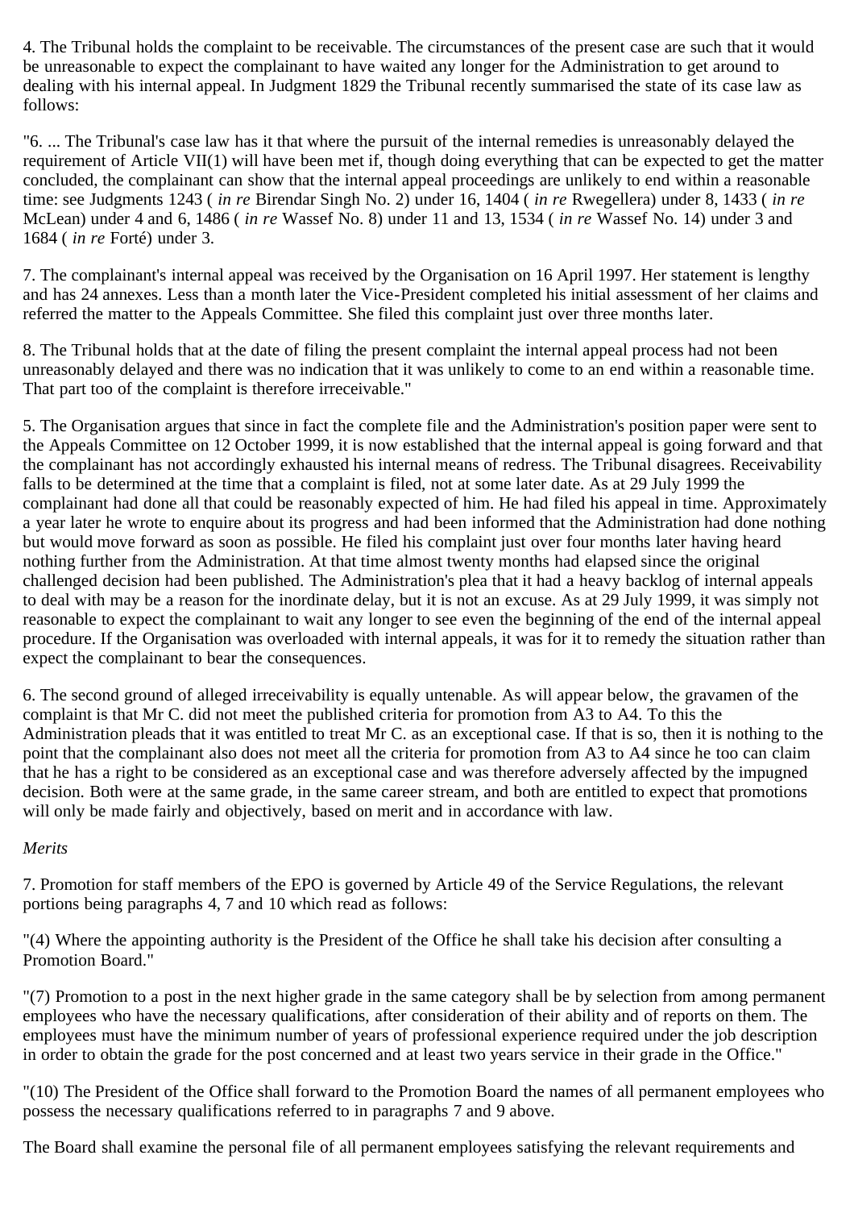4. The Tribunal holds the complaint to be receivable. The circumstances of the present case are such that it would be unreasonable to expect the complainant to have waited any longer for the Administration to get around to dealing with his internal appeal. In Judgment 1829 the Tribunal recently summarised the state of its case law as follows:

"6. ... The Tribunal's case law has it that where the pursuit of the internal remedies is unreasonably delayed the requirement of Article VII(1) will have been met if, though doing everything that can be expected to get the matter concluded, the complainant can show that the internal appeal proceedings are unlikely to end within a reasonable time: see Judgments 1243 ( *in re* Birendar Singh No. 2) under 16, 1404 ( *in re* Rwegellera) under 8, 1433 ( *in re* McLean) under 4 and 6, 1486 ( *in re* Wassef No. 8) under 11 and 13, 1534 ( *in re* Wassef No. 14) under 3 and 1684 ( *in re* Forté) under 3.

7. The complainant's internal appeal was received by the Organisation on 16 April 1997. Her statement is lengthy and has 24 annexes. Less than a month later the Vice-President completed his initial assessment of her claims and referred the matter to the Appeals Committee. She filed this complaint just over three months later.

8. The Tribunal holds that at the date of filing the present complaint the internal appeal process had not been unreasonably delayed and there was no indication that it was unlikely to come to an end within a reasonable time. That part too of the complaint is therefore irreceivable."

5. The Organisation argues that since in fact the complete file and the Administration's position paper were sent to the Appeals Committee on 12 October 1999, it is now established that the internal appeal is going forward and that the complainant has not accordingly exhausted his internal means of redress. The Tribunal disagrees. Receivability falls to be determined at the time that a complaint is filed, not at some later date. As at 29 July 1999 the complainant had done all that could be reasonably expected of him. He had filed his appeal in time. Approximately a year later he wrote to enquire about its progress and had been informed that the Administration had done nothing but would move forward as soon as possible. He filed his complaint just over four months later having heard nothing further from the Administration. At that time almost twenty months had elapsed since the original challenged decision had been published. The Administration's plea that it had a heavy backlog of internal appeals to deal with may be a reason for the inordinate delay, but it is not an excuse. As at 29 July 1999, it was simply not reasonable to expect the complainant to wait any longer to see even the beginning of the end of the internal appeal procedure. If the Organisation was overloaded with internal appeals, it was for it to remedy the situation rather than expect the complainant to bear the consequences.

6. The second ground of alleged irreceivability is equally untenable. As will appear below, the gravamen of the complaint is that Mr C. did not meet the published criteria for promotion from A3 to A4. To this the Administration pleads that it was entitled to treat Mr C. as an exceptional case. If that is so, then it is nothing to the point that the complainant also does not meet all the criteria for promotion from A3 to A4 since he too can claim that he has a right to be considered as an exceptional case and was therefore adversely affected by the impugned decision. Both were at the same grade, in the same career stream, and both are entitled to expect that promotions will only be made fairly and objectively, based on merit and in accordance with law.

*Merits*

7. Promotion for staff members of the EPO is governed by Article 49 of the Service Regulations, the relevant portions being paragraphs 4, 7 and 10 which read as follows:

"(4) Where the appointing authority is the President of the Office he shall take his decision after consulting a Promotion Board."

"(7) Promotion to a post in the next higher grade in the same category shall be by selection from among permanent employees who have the necessary qualifications, after consideration of their ability and of reports on them. The employees must have the minimum number of years of professional experience required under the job description in order to obtain the grade for the post concerned and at least two years service in their grade in the Office."

"(10) The President of the Office shall forward to the Promotion Board the names of all permanent employees who possess the necessary qualifications referred to in paragraphs 7 and 9 above.

The Board shall examine the personal file of all permanent employees satisfying the relevant requirements and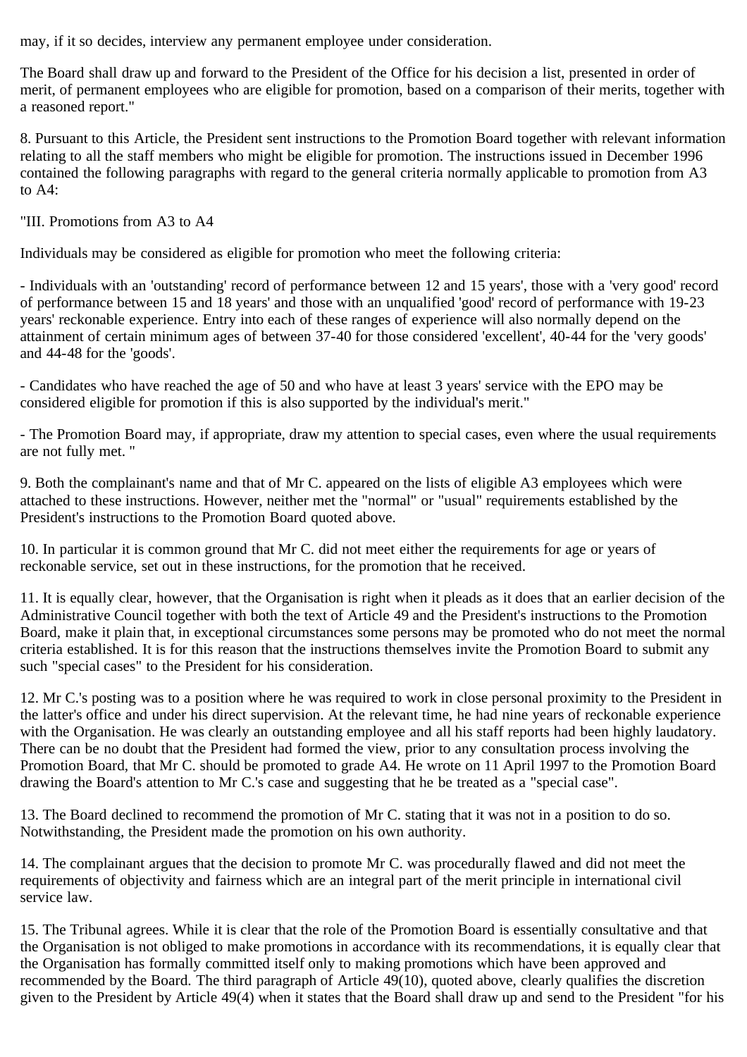may, if it so decides, interview any permanent employee under consideration.

The Board shall draw up and forward to the President of the Office for his decision a list, presented in order of merit, of permanent employees who are eligible for promotion, based on a comparison of their merits, together with a reasoned report."

8. Pursuant to this Article, the President sent instructions to the Promotion Board together with relevant information relating to all the staff members who might be eligible for promotion. The instructions issued in December 1996 contained the following paragraphs with regard to the general criteria normally applicable to promotion from A3 to A4:

"III. Promotions from A3 to A4

Individuals may be considered as eligible for promotion who meet the following criteria:

- Individuals with an 'outstanding' record of performance between 12 and 15 years', those with a 'very good' record of performance between 15 and 18 years' and those with an unqualified 'good' record of performance with 19-23 years' reckonable experience. Entry into each of these ranges of experience will also normally depend on the attainment of certain minimum ages of between 37-40 for those considered 'excellent', 40-44 for the 'very goods' and 44-48 for the 'goods'.

- Candidates who have reached the age of 50 and who have at least 3 years' service with the EPO may be considered eligible for promotion if this is also supported by the individual's merit."

- The Promotion Board may, if appropriate, draw my attention to special cases, even where the usual requirements are not fully met. "

9. Both the complainant's name and that of Mr C. appeared on the lists of eligible A3 employees which were attached to these instructions. However, neither met the "normal" or "usual" requirements established by the President's instructions to the Promotion Board quoted above.

10. In particular it is common ground that Mr C. did not meet either the requirements for age or years of reckonable service, set out in these instructions, for the promotion that he received.

11. It is equally clear, however, that the Organisation is right when it pleads as it does that an earlier decision of the Administrative Council together with both the text of Article 49 and the President's instructions to the Promotion Board, make it plain that, in exceptional circumstances some persons may be promoted who do not meet the normal criteria established. It is for this reason that the instructions themselves invite the Promotion Board to submit any such "special cases" to the President for his consideration.

12. Mr C.'s posting was to a position where he was required to work in close personal proximity to the President in the latter's office and under his direct supervision. At the relevant time, he had nine years of reckonable experience with the Organisation. He was clearly an outstanding employee and all his staff reports had been highly laudatory. There can be no doubt that the President had formed the view, prior to any consultation process involving the Promotion Board, that Mr C. should be promoted to grade A4. He wrote on 11 April 1997 to the Promotion Board drawing the Board's attention to Mr C.'s case and suggesting that he be treated as a "special case".

13. The Board declined to recommend the promotion of Mr C. stating that it was not in a position to do so. Notwithstanding, the President made the promotion on his own authority.

14. The complainant argues that the decision to promote Mr C. was procedurally flawed and did not meet the requirements of objectivity and fairness which are an integral part of the merit principle in international civil service law.

15. The Tribunal agrees. While it is clear that the role of the Promotion Board is essentially consultative and that the Organisation is not obliged to make promotions in accordance with its recommendations, it is equally clear that the Organisation has formally committed itself only to making promotions which have been approved and recommended by the Board. The third paragraph of Article 49(10), quoted above, clearly qualifies the discretion given to the President by Article 49(4) when it states that the Board shall draw up and send to the President "for his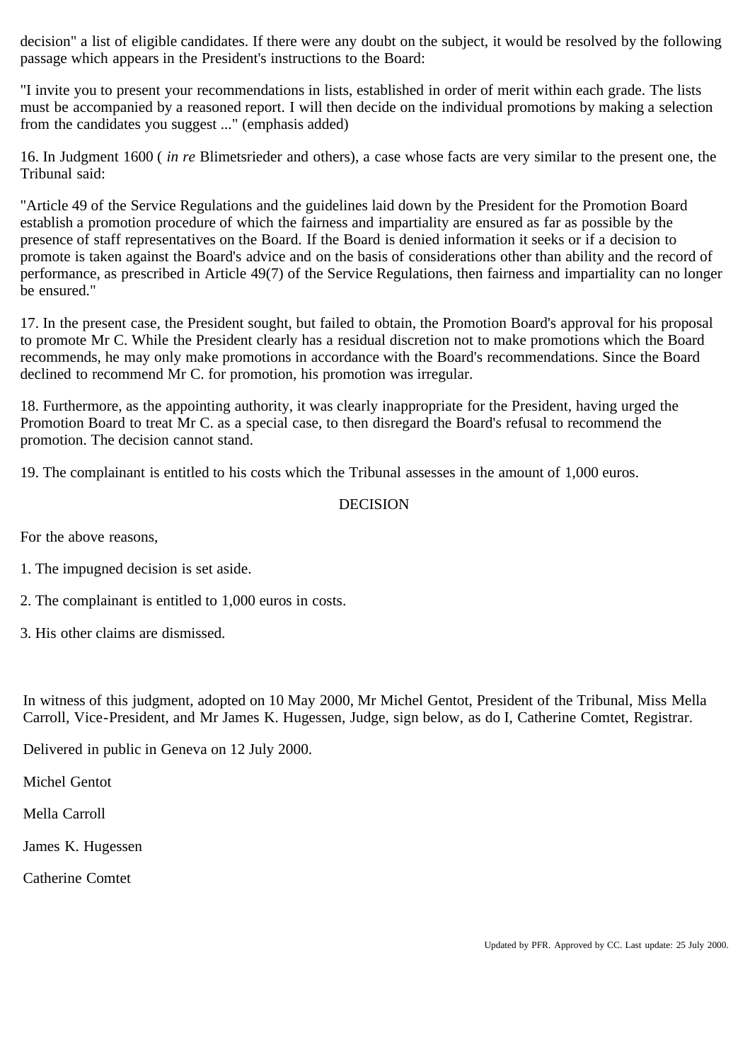decision" a list of eligible candidates. If there were any doubt on the subject, it would be resolved by the following passage which appears in the President's instructions to the Board:

"I invite you to present your recommendations in lists, established in order of merit within each grade. The lists must be accompanied by a reasoned report. I will then decide on the individual promotions by making a selection from the candidates you suggest ..." (emphasis added)

16. In Judgment 1600 ( *in re* Blimetsrieder and others), a case whose facts are very similar to the present one, the Tribunal said:

"Article 49 of the Service Regulations and the guidelines laid down by the President for the Promotion Board establish a promotion procedure of which the fairness and impartiality are ensured as far as possible by the presence of staff representatives on the Board. If the Board is denied information it seeks or if a decision to promote is taken against the Board's advice and on the basis of considerations other than ability and the record of performance, as prescribed in Article 49(7) of the Service Regulations, then fairness and impartiality can no longer be ensured."

17. In the present case, the President sought, but failed to obtain, the Promotion Board's approval for his proposal to promote Mr C. While the President clearly has a residual discretion not to make promotions which the Board recommends, he may only make promotions in accordance with the Board's recommendations. Since the Board declined to recommend Mr C. for promotion, his promotion was irregular.

18. Furthermore, as the appointing authority, it was clearly inappropriate for the President, having urged the Promotion Board to treat Mr C. as a special case, to then disregard the Board's refusal to recommend the promotion. The decision cannot stand.

19. The complainant is entitled to his costs which the Tribunal assesses in the amount of 1,000 euros.

DECISION

For the above reasons,

1. The impugned decision is set aside.

2. The complainant is entitled to 1,000 euros in costs.

3. His other claims are dismissed.

In witness of this judgment, adopted on 10 May 2000, Mr Michel Gentot, President of the Tribunal, Miss Mella Carroll, Vice-President, and Mr James K. Hugessen, Judge, sign below, as do I, Catherine Comtet, Registrar.

Delivered in public in Geneva on 12 July 2000.

Michel Gentot

Mella Carroll

James K. Hugessen

Catherine Comtet

Updated by PFR. Approved by CC. Last update: 25 July 2000.